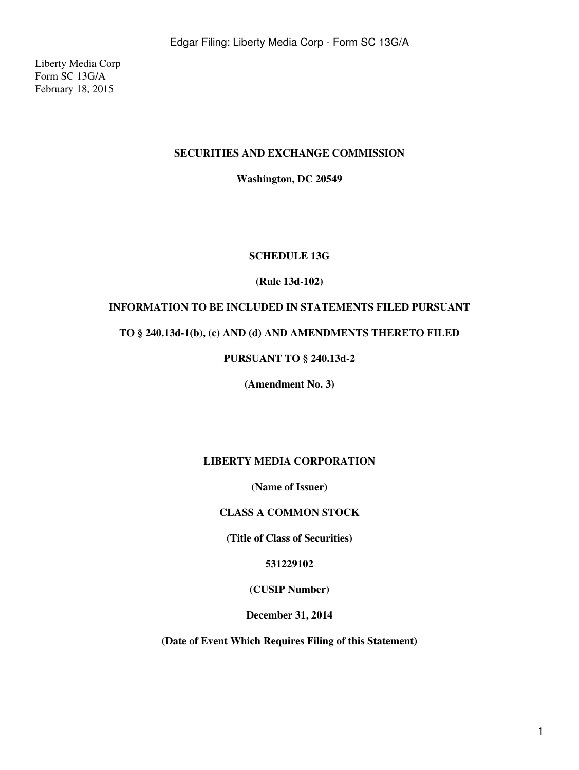Liberty Media Corp
Form SC 13G/A
February 18, 2015

**SECURITIES AND EXCHANGE COMMISSION**

**Washington, DC 20549**

**SCHEDULE 13G**

**(Rule 13d-102)**

**INFORMATION TO BE INCLUDED IN STATEMENTS FILED PURSUANT**

**TO § 240.13d-1(b), (c) AND (d) AND AMENDMENTS THERETO FILED**

**PURSUANT TO § 240.13d-2**

**(Amendment No. 3)**

**LIBERTY MEDIA CORPORATION**

**(Name of Issuer)**

**CLASS A COMMON STOCK**

**(Title of Class of Securities)**

**531229102**

**(CUSIP Number)**

**December 31, 2014**

**(Date of Event Which Requires Filing of this Statement)**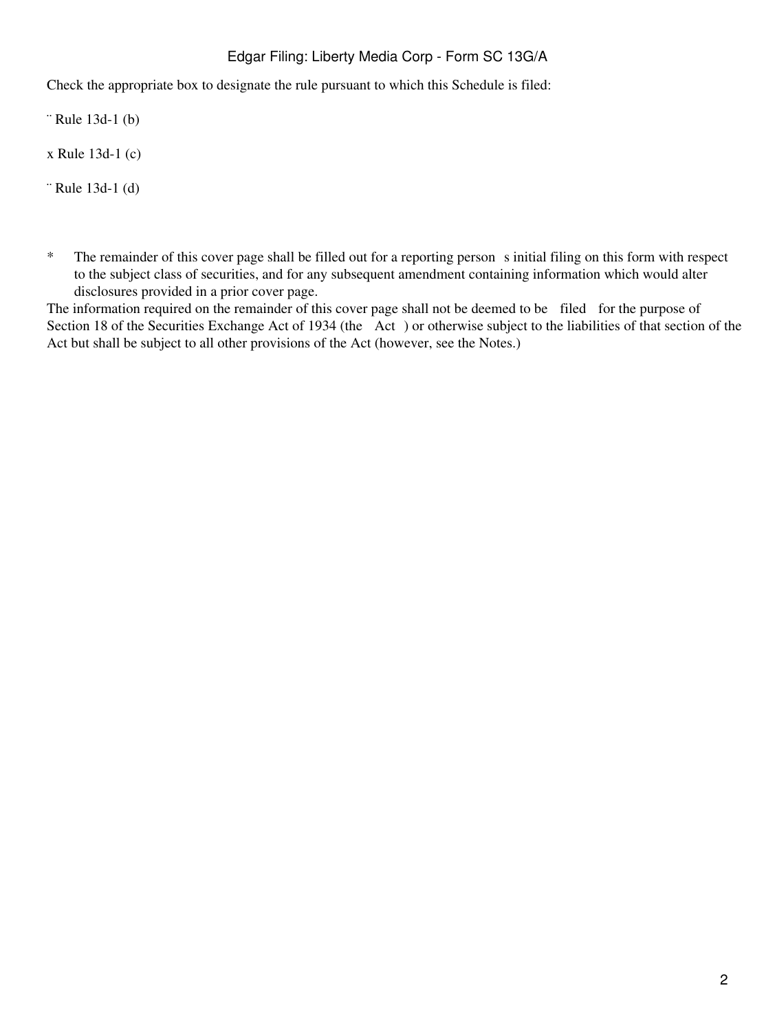Check the appropriate box to designate the rule pursuant to which this Schedule is filed:

¨ Rule 13d-1 (b)

x Rule 13d-1 (c)

¨ Rule 13d-1 (d)

\* The remainder of this cover page shall be filled out for a reporting person s initial filing on this form with respect to the subject class of securities, and for any subsequent amendment containing information which would alter disclosures provided in a prior cover page.

The information required on the remainder of this cover page shall not be deemed to be filed for the purpose of Section 18 of the Securities Exchange Act of 1934 (the Act ) or otherwise subject to the liabilities of that section of the Act but shall be subject to all other provisions of the Act (however, see the Notes.)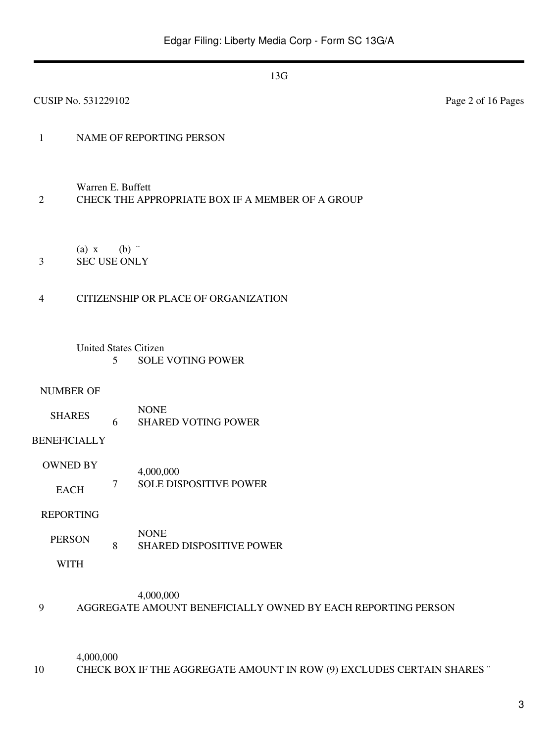13G

CUSIP No. 531229102

| | | | |
|---|---|---|---|
| 1 | NAME OF REPORTING PERSON<br><br>Warren E. Buffett | | |
| 2 | CHECK THE APPROPRIATE BOX IF A MEMBER OF A GROUP<br><br>(a) x (b) ¨ | | |
| 3 | SEC USE ONLY | | |
| 4 | CITIZENSHIP OR PLACE OF ORGANIZATION<br><br>United States Citizen | | |
| NUMBER OF SHARES BENEFICIALLY OWNED BY EACH REPORTING PERSON WITH | 5 | SOLE VOTING POWER<br><br>NONE | |
| | 6 | SHARED VOTING POWER<br><br>4,000,000 | |
| | 7 | SOLE DISPOSITIVE POWER<br><br>NONE | |
| | 8 | SHARED DISPOSITIVE POWER<br><br>4,000,000 | |
| 9 | AGGREGATE AMOUNT BENEFICIALLY OWNED BY EACH REPORTING PERSON<br><br>4,000,000 | | |
| 10 | CHECK BOX IF THE AGGREGATE AMOUNT IN ROW (9) EXCLUDES CERTAIN SHARES ¨ | | |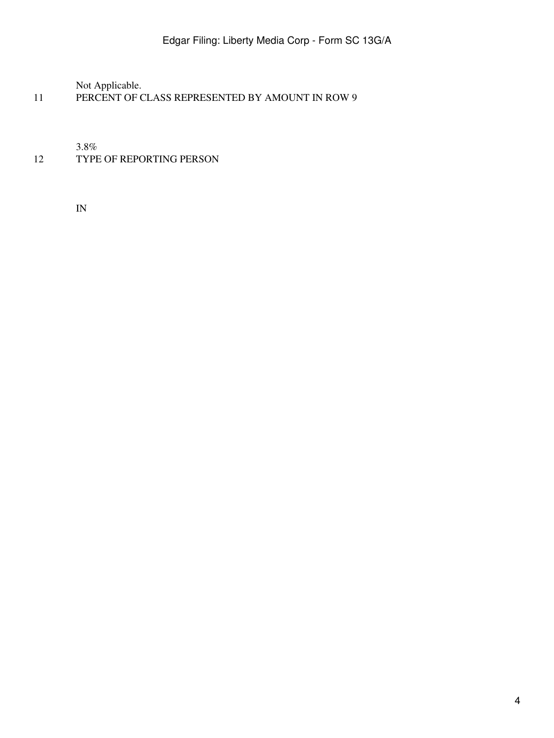Not Applicable.

11 PERCENT OF CLASS REPRESENTED BY AMOUNT IN ROW 9

3.8%

12 TYPE OF REPORTING PERSON

IN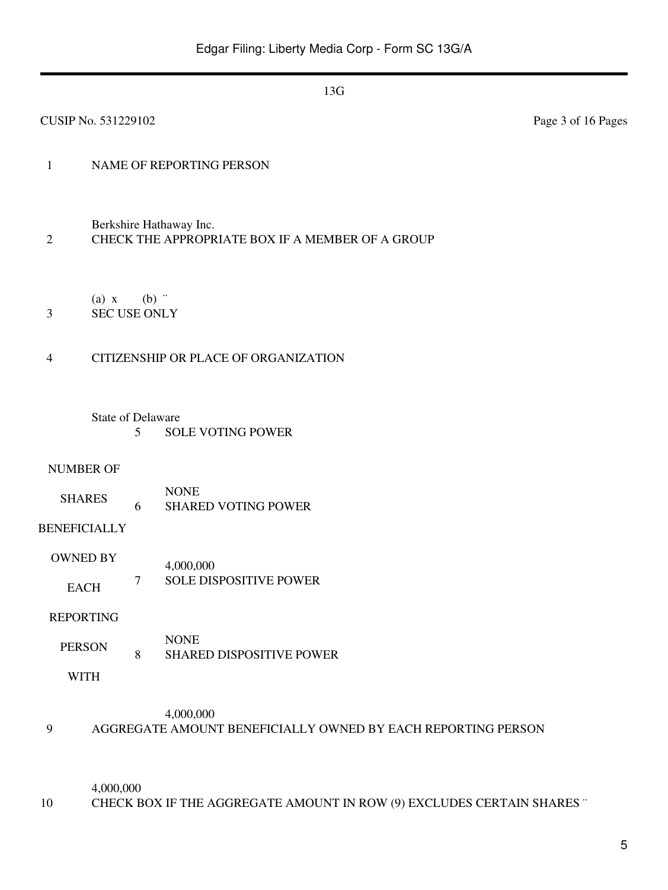13G

CUSIP No. 531229102

| | |
|---|---|
| 1 | NAME OF REPORTING PERSON<br><br>Berkshire Hathaway Inc. |
| 2 | CHECK THE APPROPRIATE BOX IF A MEMBER OF A GROUP<br><br>(a) x (b) ¨ |
| 3 | SEC USE ONLY |
| 4 | CITIZENSHIP OR PLACE OF ORGANIZATION<br><br>State of Delaware |

| NUMBER OF SHARES BENEFICIALLY OWNED BY EACH REPORTING PERSON WITH | | |
|---|---|---|
| | 5 | SOLE VOTING POWER<br><br>NONE |
| | 6 | SHARED VOTING POWER<br><br>4,000,000 |
| | 7 | SOLE DISPOSITIVE POWER<br><br>NONE |
| | 8 | SHARED DISPOSITIVE POWER<br><br>4,000,000 |

| | |
|---|---|
| 9 | AGGREGATE AMOUNT BENEFICIALLY OWNED BY EACH REPORTING PERSON<br><br>4,000,000 |
| 10 | CHECK BOX IF THE AGGREGATE AMOUNT IN ROW (9) EXCLUDES CERTAIN SHARES ¨ |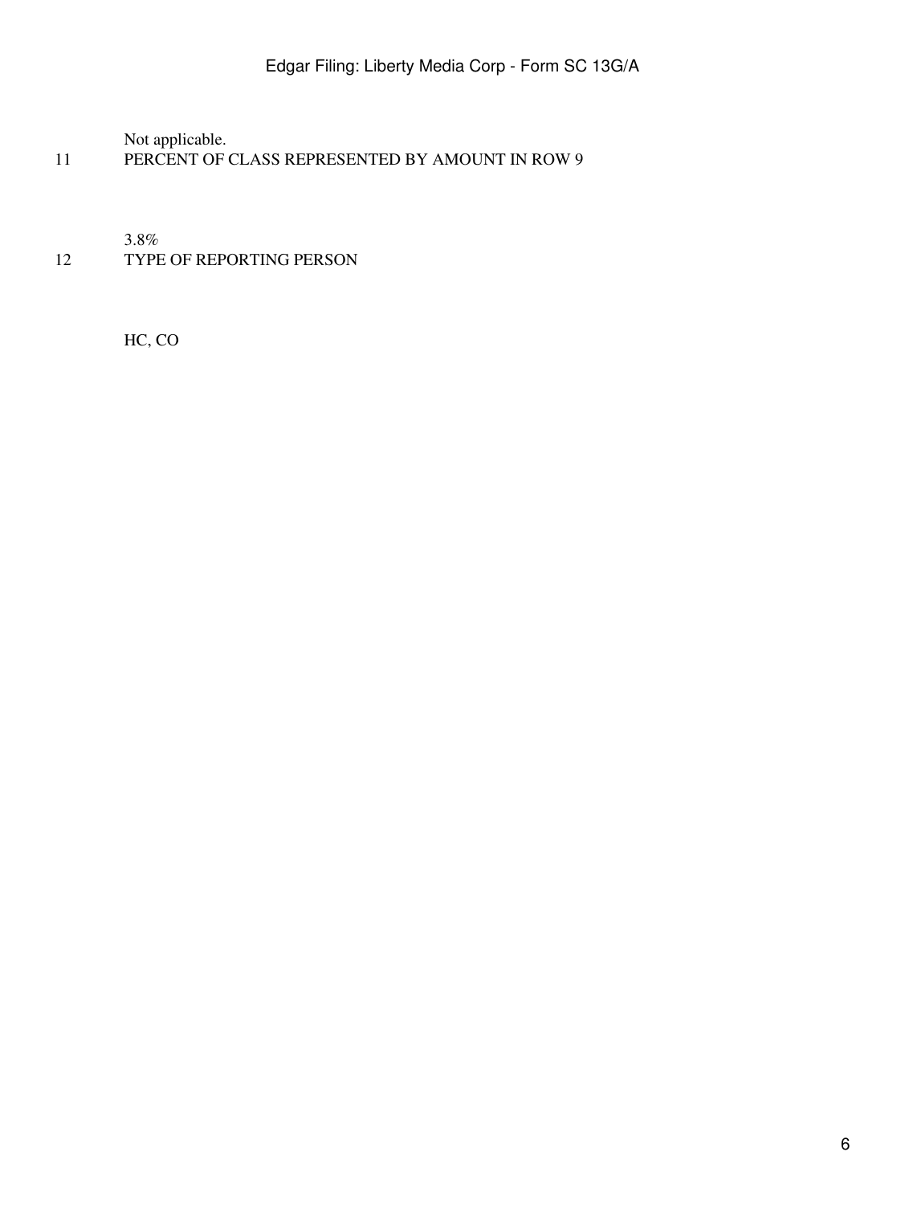Not applicable.

11 PERCENT OF CLASS REPRESENTED BY AMOUNT IN ROW 9

3.8%

12 TYPE OF REPORTING PERSON

HC, CO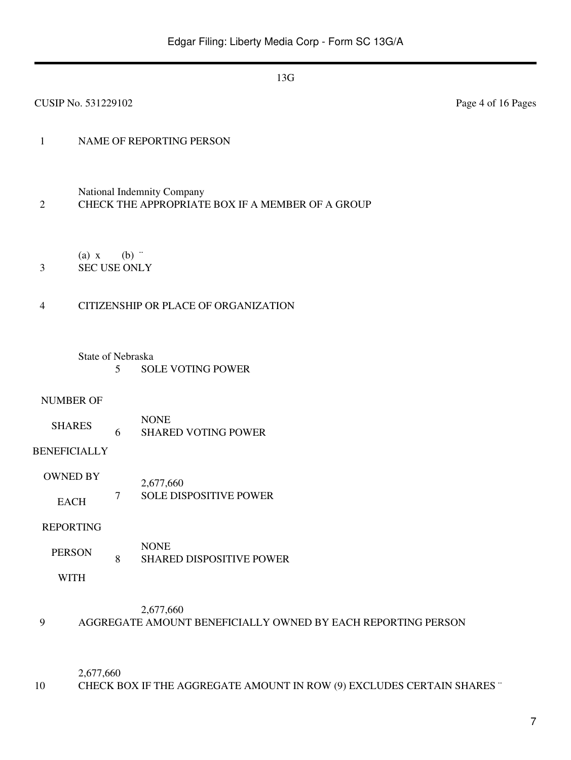13G

CUSIP No. 531229102

| | | |
|---|---|---|
| 1 | NAME OF REPORTING PERSON<br><br>National Indemnity Company | |
| 2 | CHECK THE APPROPRIATE BOX IF A MEMBER OF A GROUP<br><br>(a) x (b) ¨ | |
| 3 | SEC USE ONLY | |
| 4 | CITIZENSHIP OR PLACE OF ORGANIZATION<br><br>State of Nebraska | |

| NUMBER OF SHARES BENEFICIALLY OWNED BY EACH REPORTING PERSON WITH | | |
|---|---|---|
| | 5 | SOLE VOTING POWER<br><br>NONE |
| | 6 | SHARED VOTING POWER<br><br>2,677,660 |
| | 7 | SOLE DISPOSITIVE POWER<br><br>NONE |
| | 8 | SHARED DISPOSITIVE POWER<br><br>2,677,660 |

| | |
|---|---|
| 9 | AGGREGATE AMOUNT BENEFICIALLY OWNED BY EACH REPORTING PERSON<br><br>2,677,660 |
| 10 | CHECK BOX IF THE AGGREGATE AMOUNT IN ROW (9) EXCLUDES CERTAIN SHARES ¨ |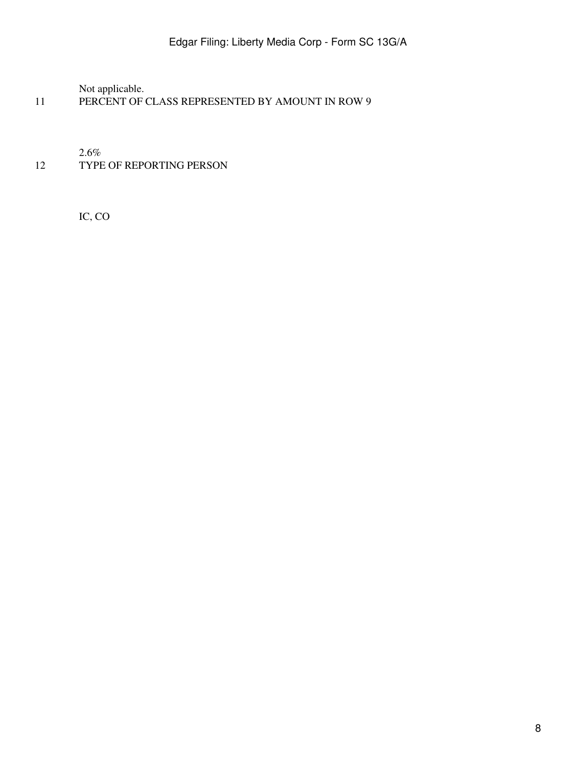Not applicable.

11 PERCENT OF CLASS REPRESENTED BY AMOUNT IN ROW 9

2.6%

12 TYPE OF REPORTING PERSON

IC, CO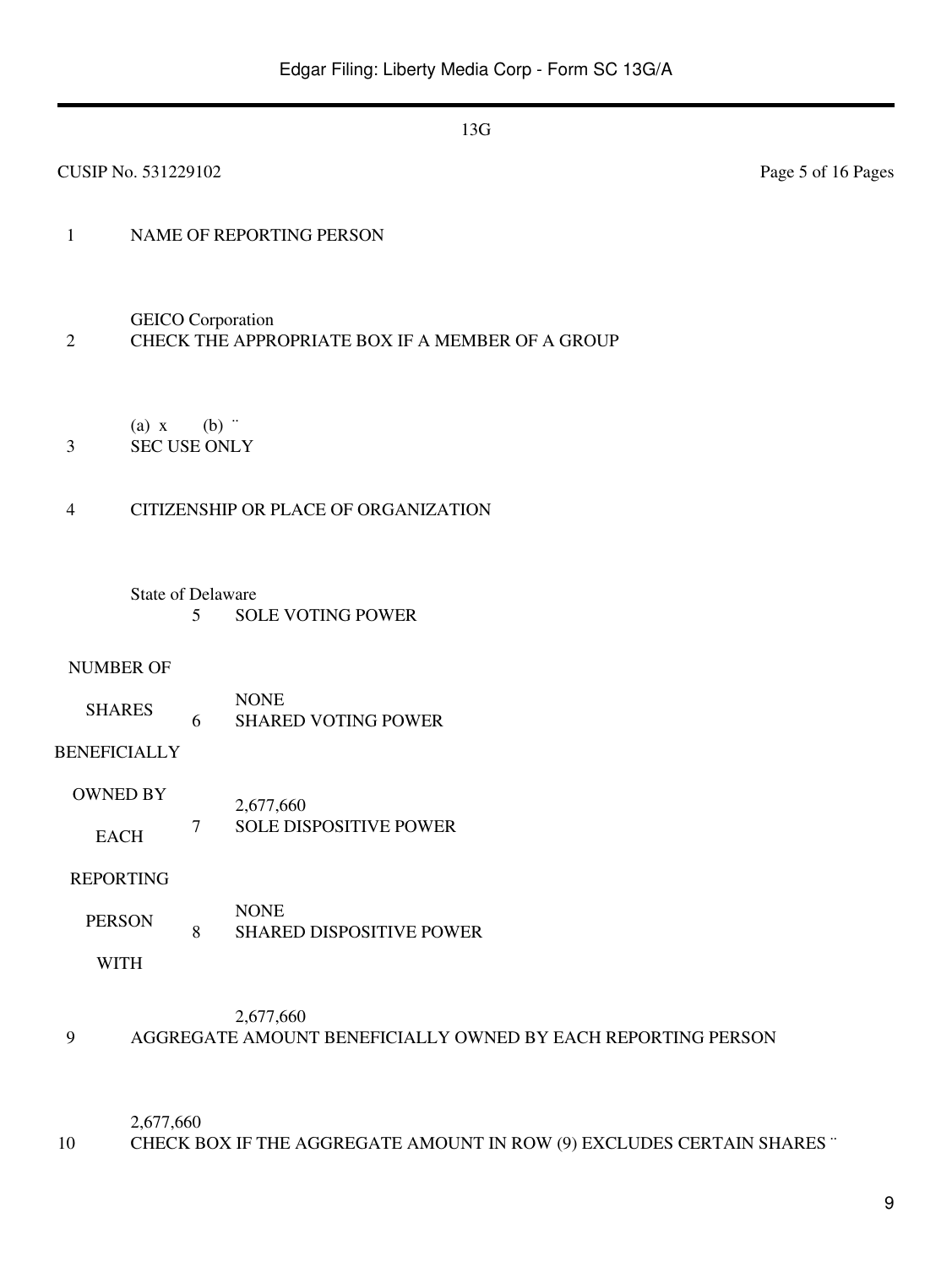13G

CUSIP No. 531229102 Page 5 of 16 Pages

| | | | |
|---|---|---|---|
| 1 | NAME OF REPORTING PERSON<br><br>GEICO Corporation | | |
| 2 | CHECK THE APPROPRIATE BOX IF A MEMBER OF A GROUP<br><br>(a) x (b) ¨ | | |
| 3 | SEC USE ONLY | | |
| 4 | CITIZENSHIP OR PLACE OF ORGANIZATION<br><br>State of Delaware | | |
| NUMBER OF SHARES BENEFICIALLY OWNED BY EACH REPORTING PERSON WITH | 5 | SOLE VOTING POWER<br><br>NONE | |
| | 6 | SHARED VOTING POWER<br><br>2,677,660 | |
| | 7 | SOLE DISPOSITIVE POWER<br><br>NONE | |
| | 8 | SHARED DISPOSITIVE POWER<br><br>2,677,660 | |
| 9 | AGGREGATE AMOUNT BENEFICIALLY OWNED BY EACH REPORTING PERSON<br><br>2,677,660 | | |
| 10 | CHECK BOX IF THE AGGREGATE AMOUNT IN ROW (9) EXCLUDES CERTAIN SHARES ¨ | | |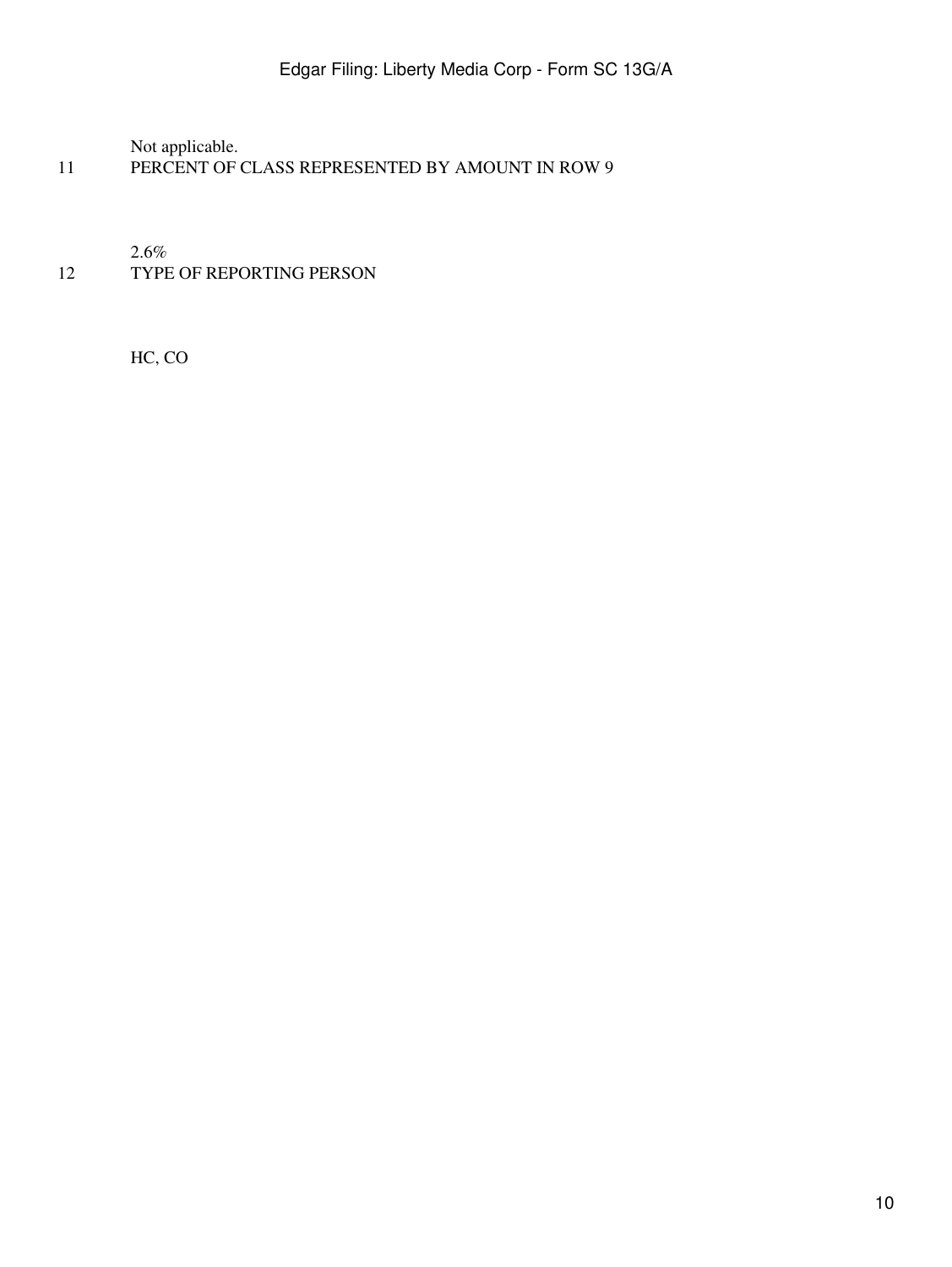Not applicable.

11 PERCENT OF CLASS REPRESENTED BY AMOUNT IN ROW 9

2.6%

12 TYPE OF REPORTING PERSON

HC, CO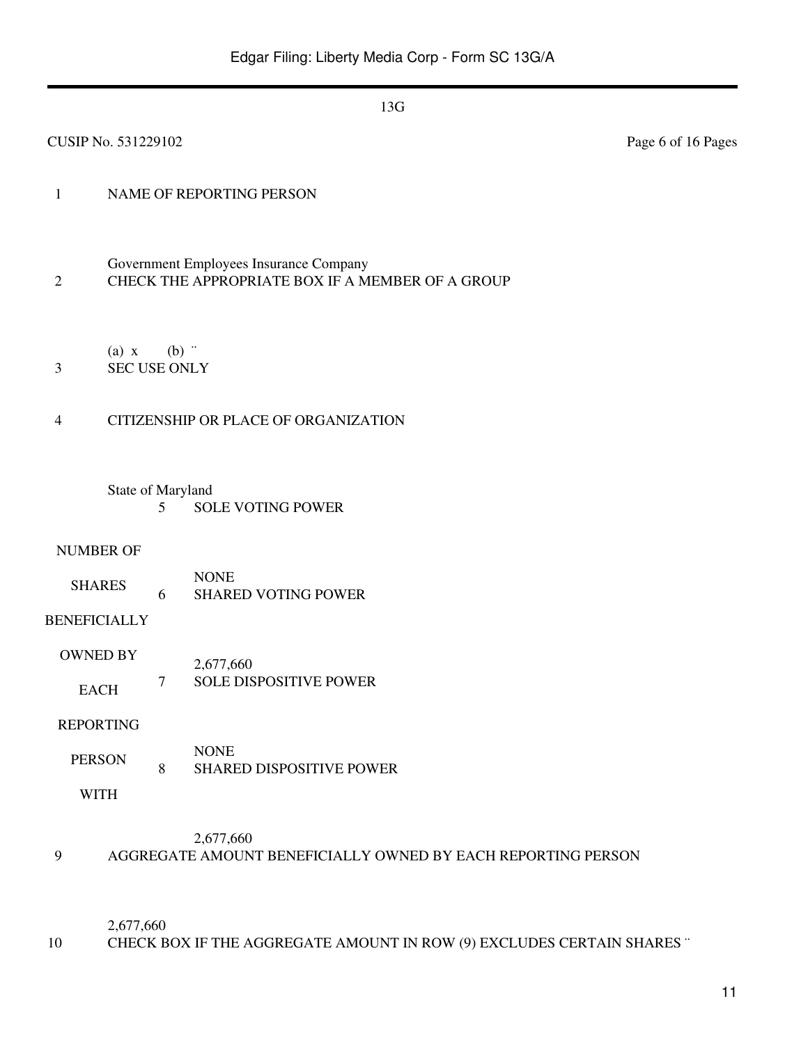13G

CUSIP No. 531229102

| | | | |
|---|---|---|---|
| 1 | NAME OF REPORTING PERSON<br><br>Government Employees Insurance Company | | |
| 2 | CHECK THE APPROPRIATE BOX IF A MEMBER OF A GROUP<br><br>(a) x (b) ¨ | | |
| 3 | SEC USE ONLY | | |
| 4 | CITIZENSHIP OR PLACE OF ORGANIZATION<br><br>State of Maryland | | |
| NUMBER OF SHARES BENEFICIALLY OWNED BY EACH REPORTING PERSON WITH | | 5 | SOLE VOTING POWER<br><br>NONE |
| | | 6 | SHARED VOTING POWER<br><br>2,677,660 |
| | | 7 | SOLE DISPOSITIVE POWER<br><br>NONE |
| | | 8 | SHARED DISPOSITIVE POWER<br><br>2,677,660 |
| 9 | AGGREGATE AMOUNT BENEFICIALLY OWNED BY EACH REPORTING PERSON<br><br>2,677,660 | | |
| 10 | CHECK BOX IF THE AGGREGATE AMOUNT IN ROW (9) EXCLUDES CERTAIN SHARES ¨ | | |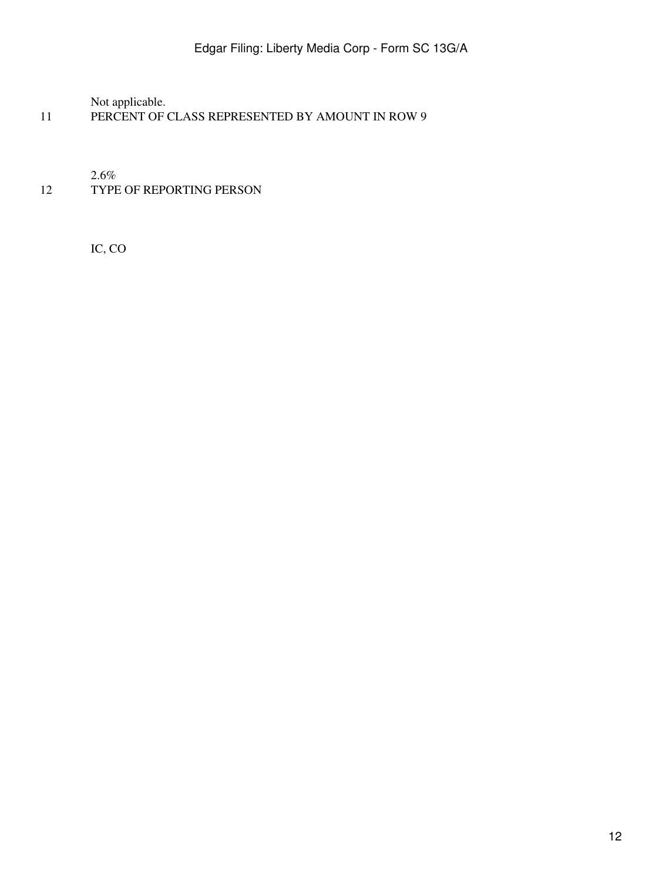Not applicable.

11 PERCENT OF CLASS REPRESENTED BY AMOUNT IN ROW 9

2.6%

12 TYPE OF REPORTING PERSON

IC, CO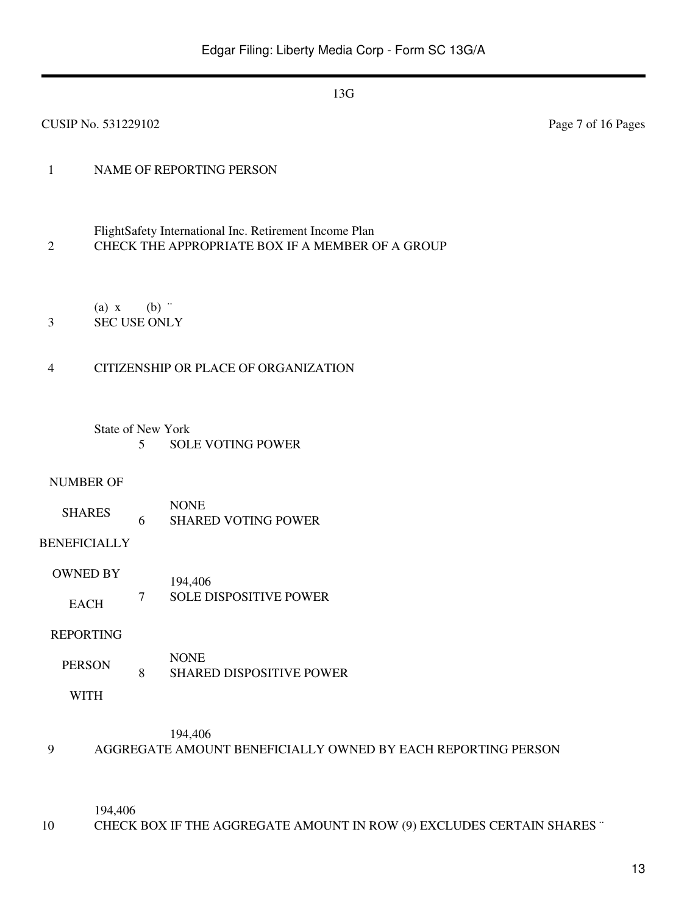13G

CUSIP No. 531229102 Page 7 of 16 Pages

| | | |
|---|---|---|
| 1 | NAME OF REPORTING PERSON<br><br>FlightSafety International Inc. Retirement Income Plan | |
| 2 | CHECK THE APPROPRIATE BOX IF A MEMBER OF A GROUP<br><br>(a) x (b) ¨ | |
| 3 | SEC USE ONLY | |
| 4 | CITIZENSHIP OR PLACE OF ORGANIZATION<br><br>State of New York | |
| NUMBER OF SHARES BENEFICIALLY OWNED BY EACH REPORTING PERSON WITH | 5 | SOLE VOTING POWER<br><br>NONE |
| | 6 | SHARED VOTING POWER<br><br>194,406 |
| | 7 | SOLE DISPOSITIVE POWER<br><br>NONE |
| | 8 | SHARED DISPOSITIVE POWER<br><br>194,406 |
| 9 | AGGREGATE AMOUNT BENEFICIALLY OWNED BY EACH REPORTING PERSON<br><br>194,406 | |
| 10 | CHECK BOX IF THE AGGREGATE AMOUNT IN ROW (9) EXCLUDES CERTAIN SHARES ¨ | |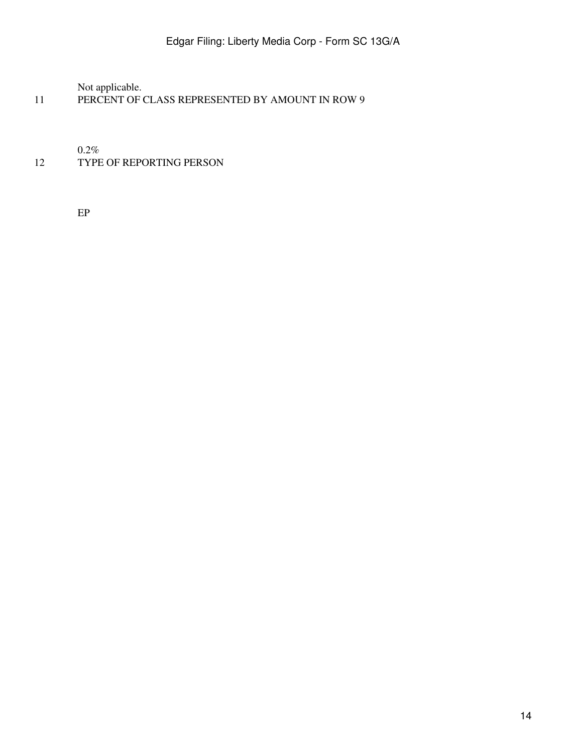Not applicable.

11 PERCENT OF CLASS REPRESENTED BY AMOUNT IN ROW 9

0.2%

12 TYPE OF REPORTING PERSON

EP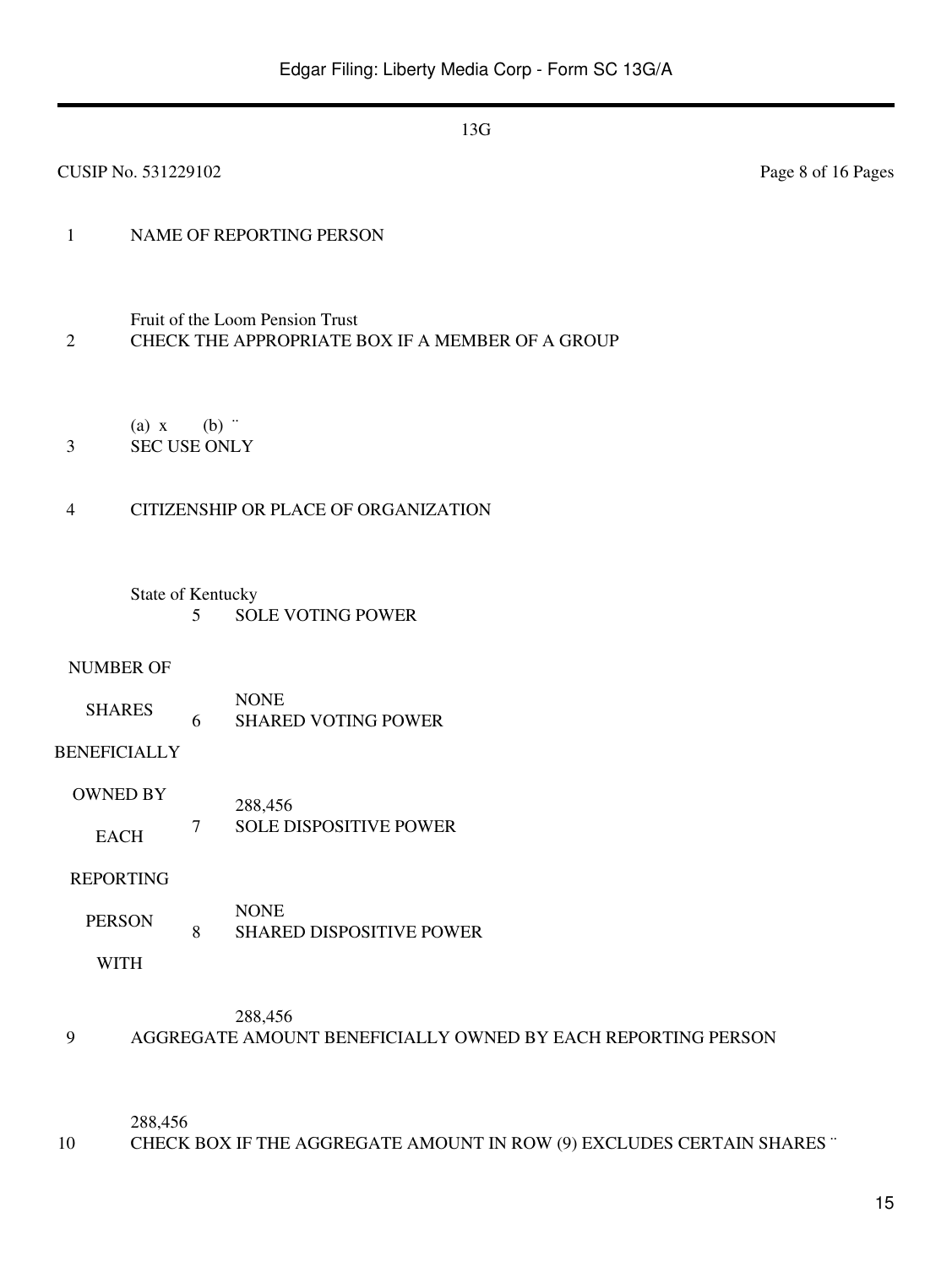13G

CUSIP No. 531229102

| | | |
|---|---|---|
| 1 | NAME OF REPORTING PERSON<br><br>Fruit of the Loom Pension Trust | |
| 2 | CHECK THE APPROPRIATE BOX IF A MEMBER OF A GROUP<br><br>(a) x (b) ¨ | |
| 3 | SEC USE ONLY | |
| 4 | CITIZENSHIP OR PLACE OF ORGANIZATION<br><br>State of Kentucky | |
| NUMBER OF SHARES BENEFICIALLY OWNED BY EACH REPORTING PERSON WITH | 5 | SOLE VOTING POWER<br><br>NONE |
| | 6 | SHARED VOTING POWER<br><br>288,456 |
| | 7 | SOLE DISPOSITIVE POWER<br><br>NONE |
| | 8 | SHARED DISPOSITIVE POWER<br><br>288,456 |
| 9 | AGGREGATE AMOUNT BENEFICIALLY OWNED BY EACH REPORTING PERSON<br><br>288,456 | |
| 10 | CHECK BOX IF THE AGGREGATE AMOUNT IN ROW (9) EXCLUDES CERTAIN SHARES ¨ | |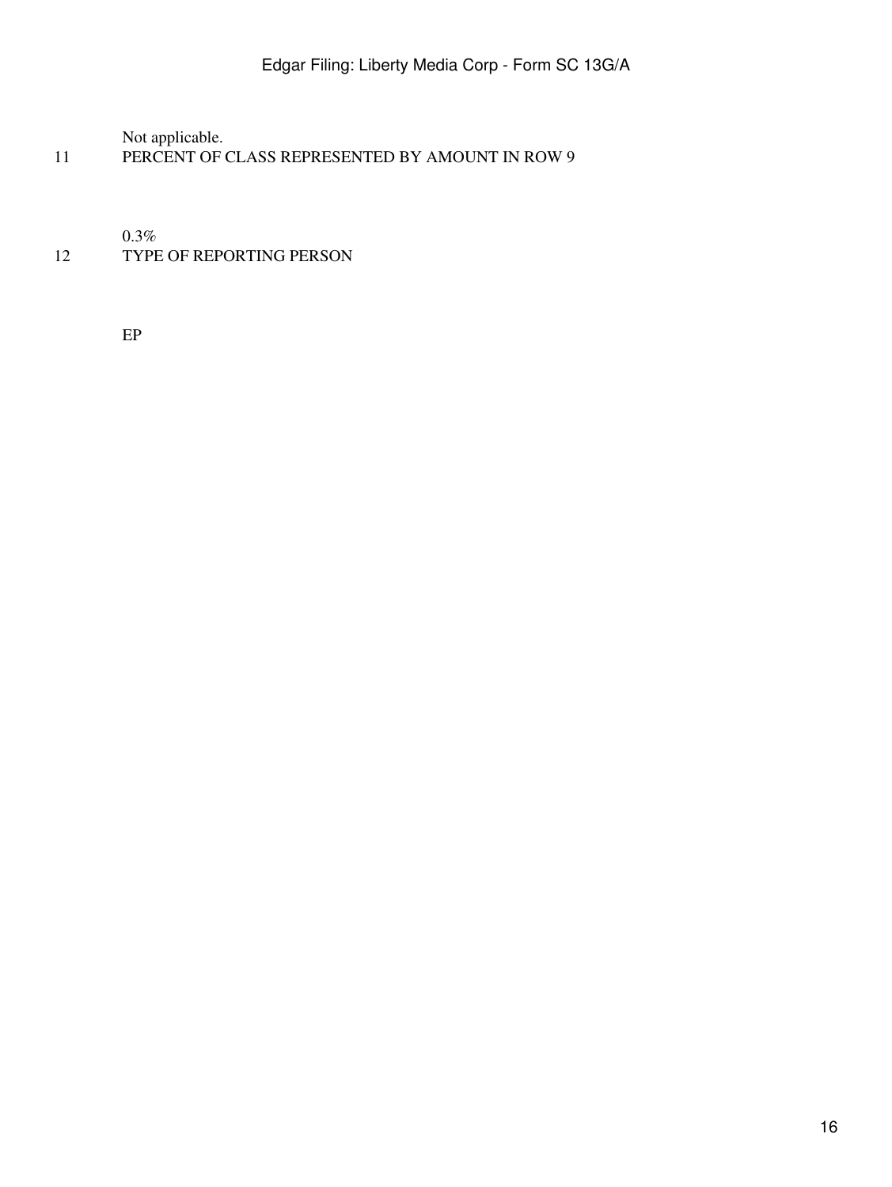Not applicable.

11 PERCENT OF CLASS REPRESENTED BY AMOUNT IN ROW 9

0.3%

12 TYPE OF REPORTING PERSON

EP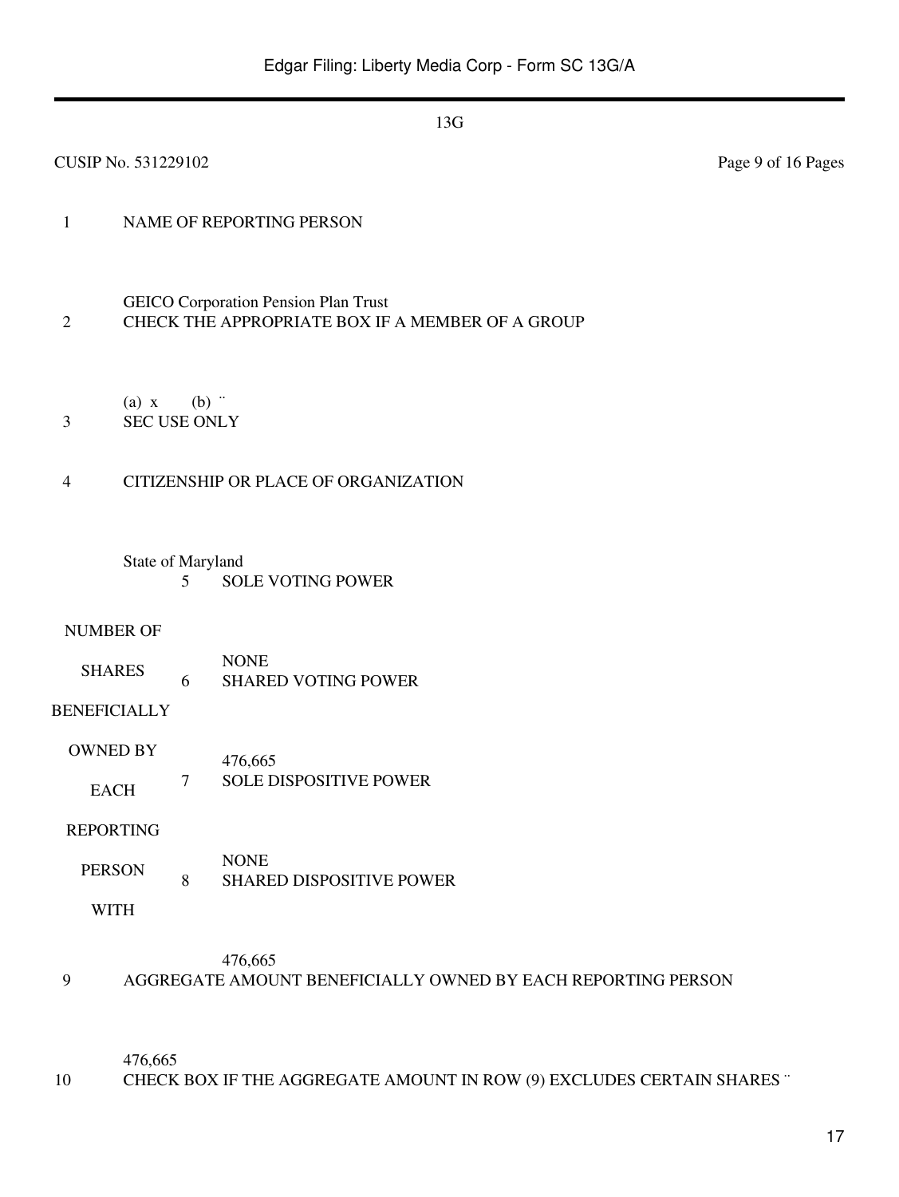13G

CUSIP No. 531229102 Page 9 of 16 Pages

| | | | |
|---|---|---|---|
| 1 | NAME OF REPORTING PERSON<br><br>GEICO Corporation Pension Plan Trust | | |
| 2 | CHECK THE APPROPRIATE BOX IF A MEMBER OF A GROUP<br><br>(a) x (b) ¨ | | |
| 3 | SEC USE ONLY | | |
| 4 | CITIZENSHIP OR PLACE OF ORGANIZATION<br><br>State of Maryland | | |
| NUMBER OF SHARES BENEFICIALLY OWNED BY EACH REPORTING PERSON WITH | 5 | SOLE VOTING POWER<br><br>NONE | |
| | 6 | SHARED VOTING POWER<br><br>476,665 | |
| | 7 | SOLE DISPOSITIVE POWER<br><br>NONE | |
| | 8 | SHARED DISPOSITIVE POWER<br><br>476,665 | |
| 9 | AGGREGATE AMOUNT BENEFICIALLY OWNED BY EACH REPORTING PERSON<br><br>476,665 | | |
| 10 | CHECK BOX IF THE AGGREGATE AMOUNT IN ROW (9) EXCLUDES CERTAIN SHARES ¨ | | |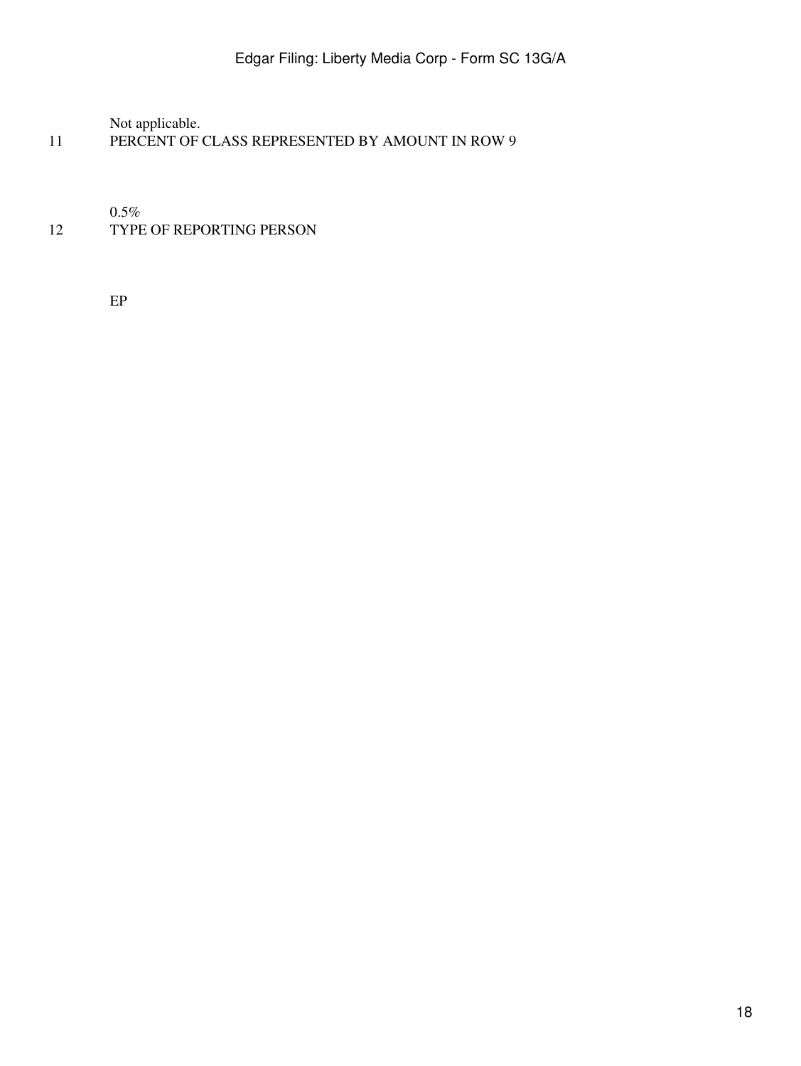Not applicable.

11 PERCENT OF CLASS REPRESENTED BY AMOUNT IN ROW 9

0.5%

12 TYPE OF REPORTING PERSON

EP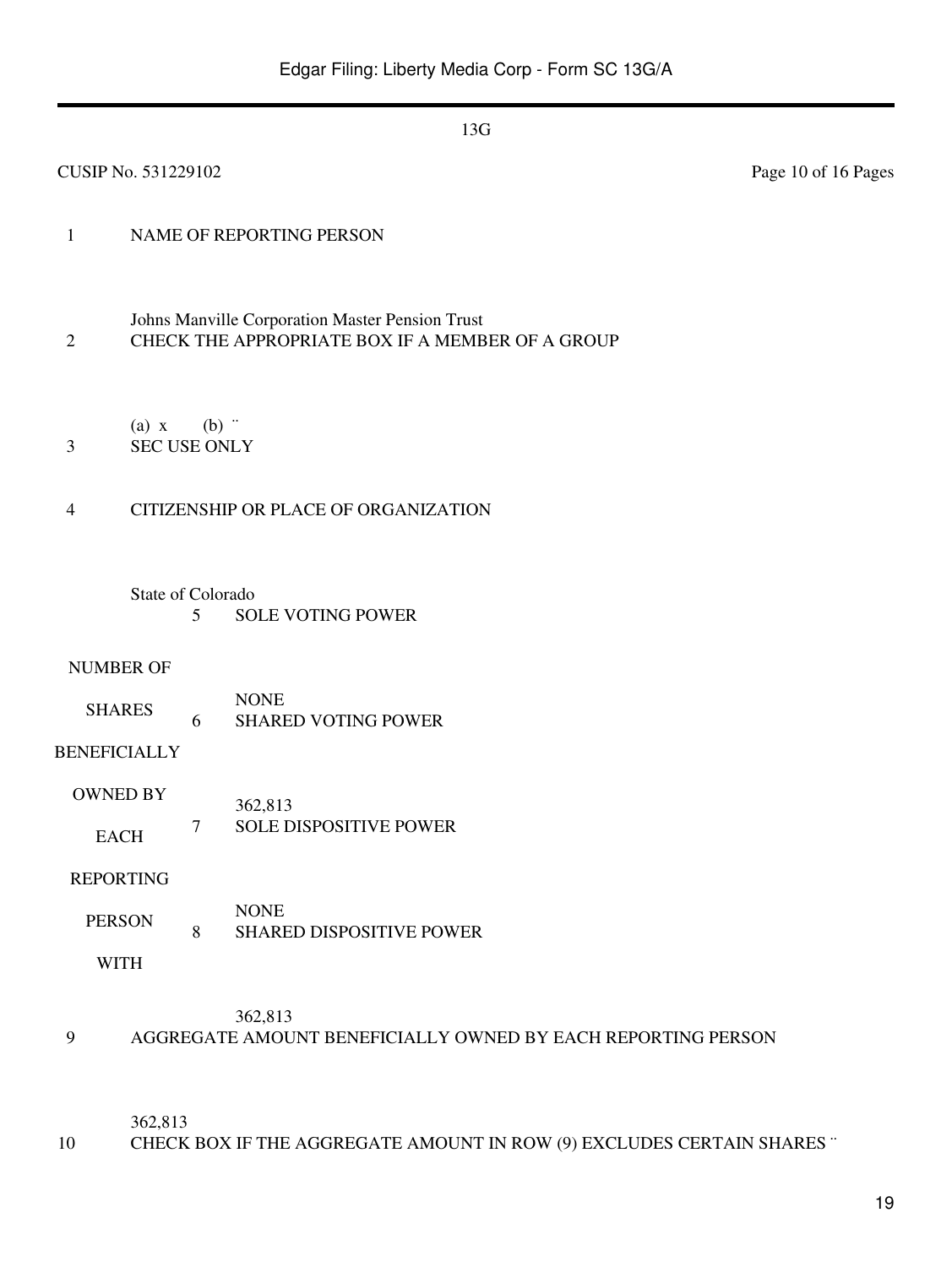13G

CUSIP No. 531229102 Page 10 of 16 Pages

| | |
|---|---|
| 1 | NAME OF REPORTING PERSON<br><br>Johns Manville Corporation Master Pension Trust |
| 2 | CHECK THE APPROPRIATE BOX IF A MEMBER OF A GROUP<br><br>(a) x (b) ¨ |
| 3 | SEC USE ONLY |
| 4 | CITIZENSHIP OR PLACE OF ORGANIZATION<br><br>State of Colorado |

| NUMBER OF SHARES BENEFICIALLY OWNED BY EACH REPORTING PERSON WITH | | |
|---|---|---|
| | 5 | SOLE VOTING POWER<br><br>NONE |
| | 6 | SHARED VOTING POWER<br><br>362,813 |
| | 7 | SOLE DISPOSITIVE POWER<br><br>NONE |
| | 8 | SHARED DISPOSITIVE POWER<br><br>362,813 |

| | |
|---|---|
| 9 | AGGREGATE AMOUNT BENEFICIALLY OWNED BY EACH REPORTING PERSON<br><br>362,813 |
| 10 | CHECK BOX IF THE AGGREGATE AMOUNT IN ROW (9) EXCLUDES CERTAIN SHARES ¨ |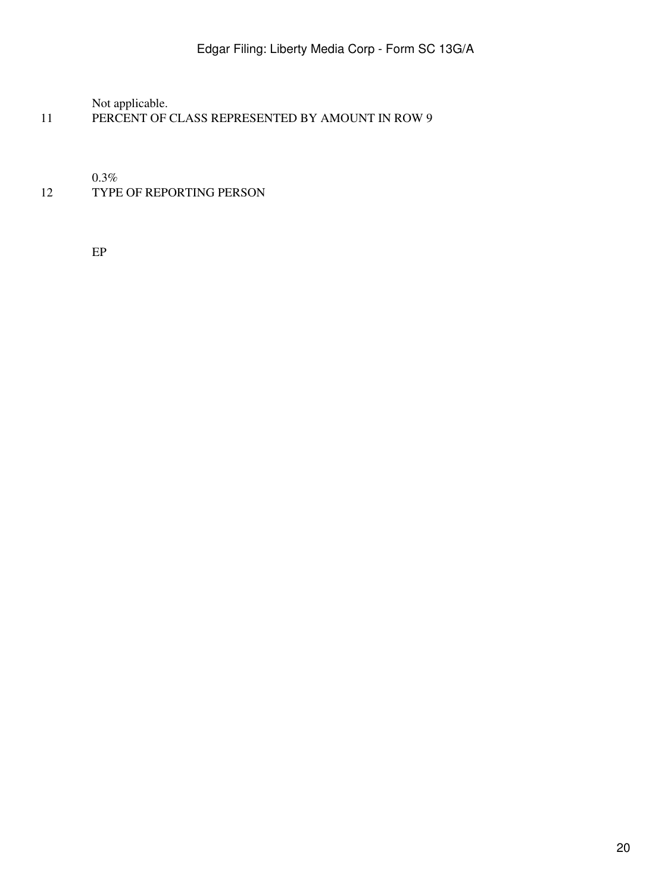Not applicable.

11 PERCENT OF CLASS REPRESENTED BY AMOUNT IN ROW 9

0.3%

12 TYPE OF REPORTING PERSON

EP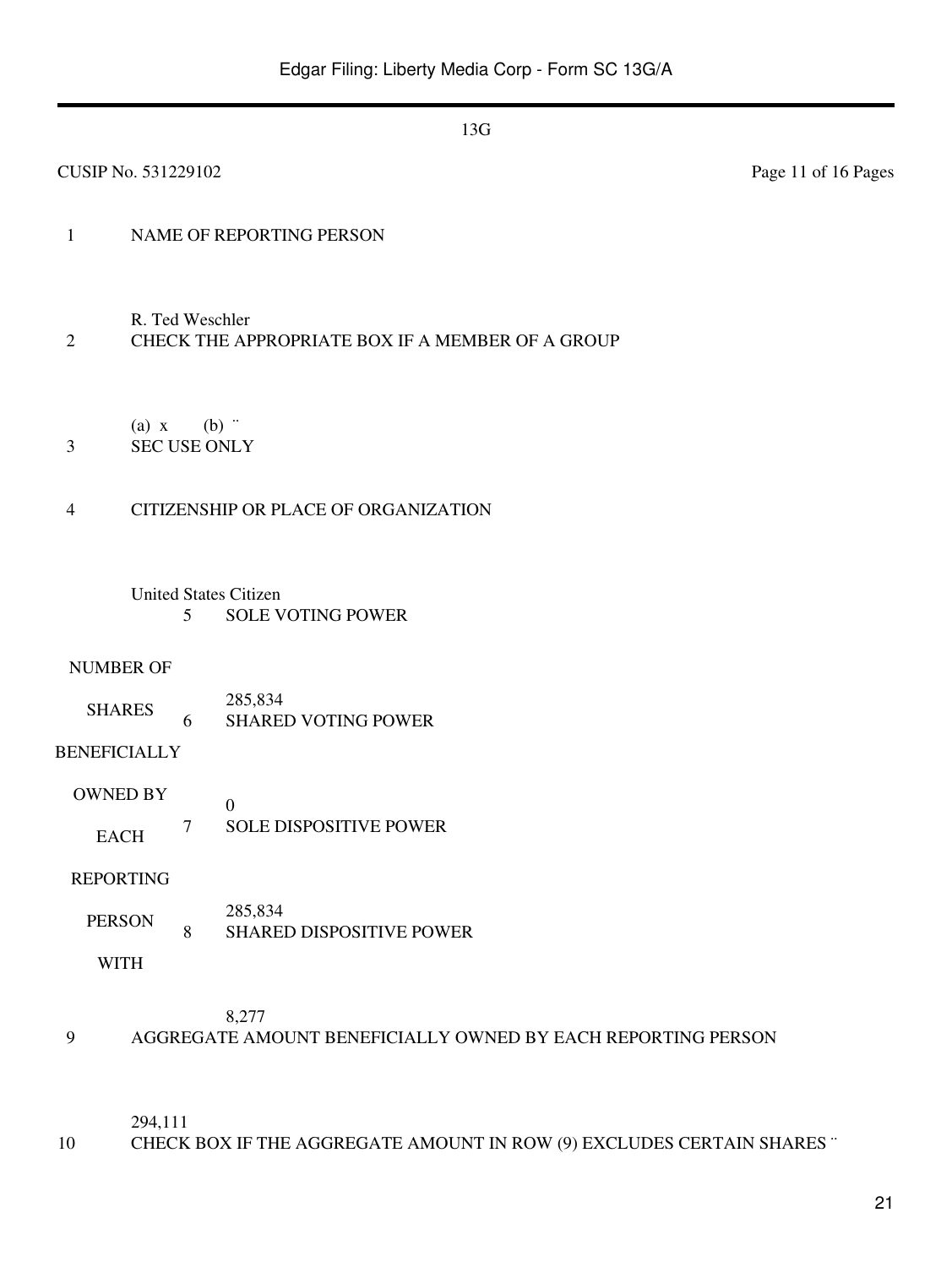13G

CUSIP No. 531229102

| | |
|---|---|
| 1 | NAME OF REPORTING PERSON<br><br>R. Ted Weschler |
| 2 | CHECK THE APPROPRIATE BOX IF A MEMBER OF A GROUP<br><br>(a) x (b) ¨ |
| 3 | SEC USE ONLY |
| 4 | CITIZENSHIP OR PLACE OF ORGANIZATION<br><br>United States Citizen |

| NUMBER OF SHARES BENEFICIALLY OWNED BY EACH REPORTING PERSON WITH | | |
|---|---|---|
| | 5 | SOLE VOTING POWER<br><br>285,834 |
| | 6 | SHARED VOTING POWER<br><br>0 |
| | 7 | SOLE DISPOSITIVE POWER<br><br>285,834 |
| | 8 | SHARED DISPOSITIVE POWER<br><br>8,277 |

| | |
|---|---|
| 9 | AGGREGATE AMOUNT BENEFICIALLY OWNED BY EACH REPORTING PERSON<br><br>294,111 |
| 10 | CHECK BOX IF THE AGGREGATE AMOUNT IN ROW (9) EXCLUDES CERTAIN SHARES ¨ |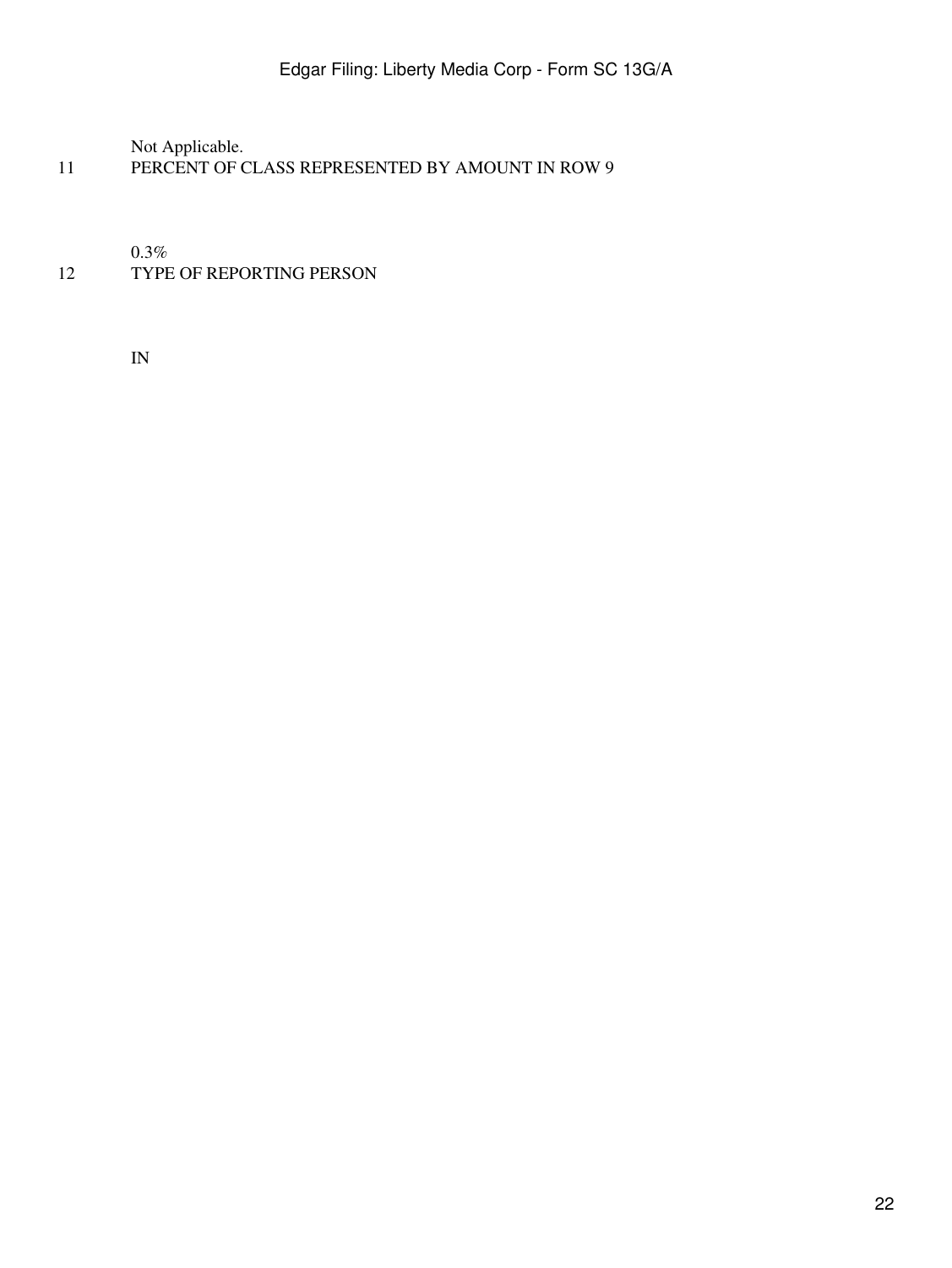Not Applicable.

11 PERCENT OF CLASS REPRESENTED BY AMOUNT IN ROW 9

0.3%

12 TYPE OF REPORTING PERSON

IN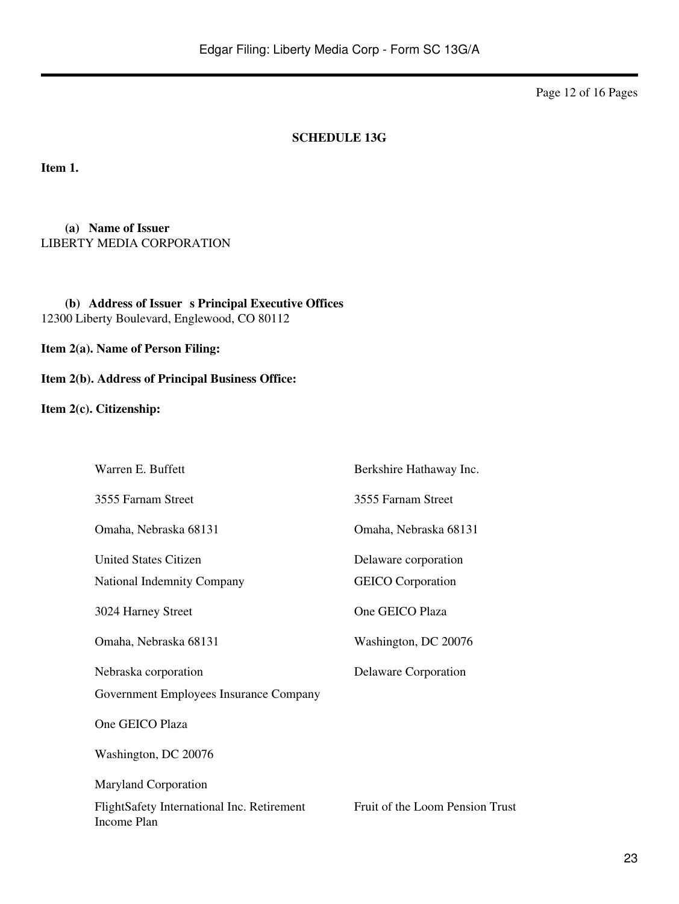**SCHEDULE 13G**

**Item 1.**

**(a) Name of Issuer**
LIBERTY MEDIA CORPORATION

**(b) Address of Issuer s Principal Executive Offices**
12300 Liberty Boulevard, Englewood, CO 80112

**Item 2(a). Name of Person Filing:**

**Item 2(b). Address of Principal Business Office:**

**Item 2(c). Citizenship:**

| | |
|---|---|
| Warren E. Buffett | Berkshire Hathaway Inc. |
| 3555 Farnam Street | 3555 Farnam Street |
| Omaha, Nebraska 68131 | Omaha, Nebraska 68131 |
| United States Citizen | Delaware corporation |
| National Indemnity Company | GEICO Corporation |
| 3024 Harney Street | One GEICO Plaza |
| Omaha, Nebraska 68131 | Washington, DC 20076 |
| Nebraska corporation | Delaware Corporation |
| Government Employees Insurance Company | |
| One GEICO Plaza | |
| Washington, DC 20076 | |
| Maryland Corporation | |
| FlightSafety International Inc. Retirement Income Plan | Fruit of the Loom Pension Trust |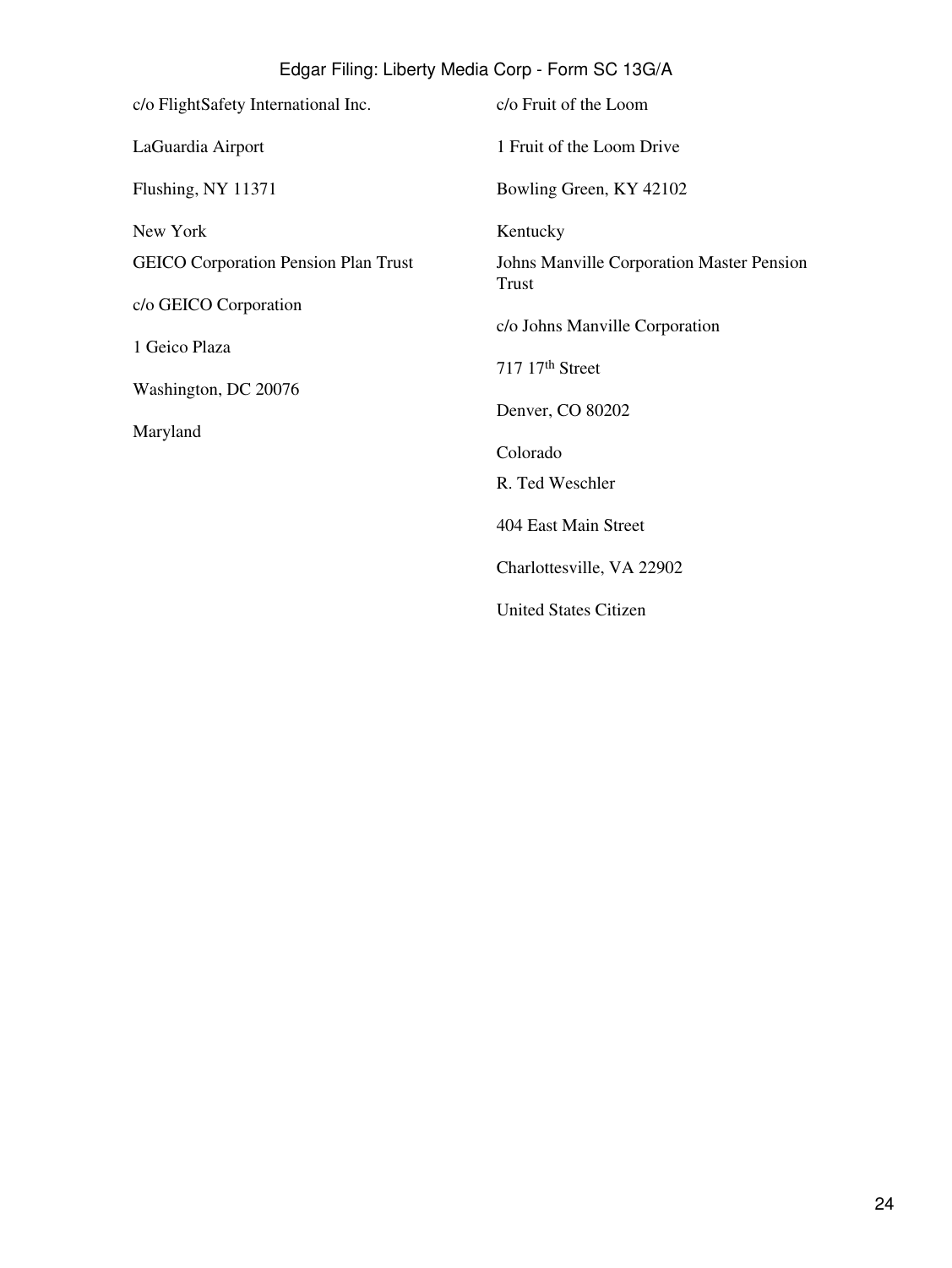c/o FlightSafety International Inc.

LaGuardia Airport

Flushing, NY 11371

New York

c/o Fruit of the Loom

1 Fruit of the Loom Drive

Bowling Green, KY 42102

Kentucky

GEICO Corporation Pension Plan Trust

c/o GEICO Corporation

1 Geico Plaza

Washington, DC 20076

Maryland

Johns Manville Corporation Master Pension Trust

c/o Johns Manville Corporation

717 17th Street

Denver, CO 80202

Colorado

R. Ted Weschler

404 East Main Street

Charlottesville, VA 22902

United States Citizen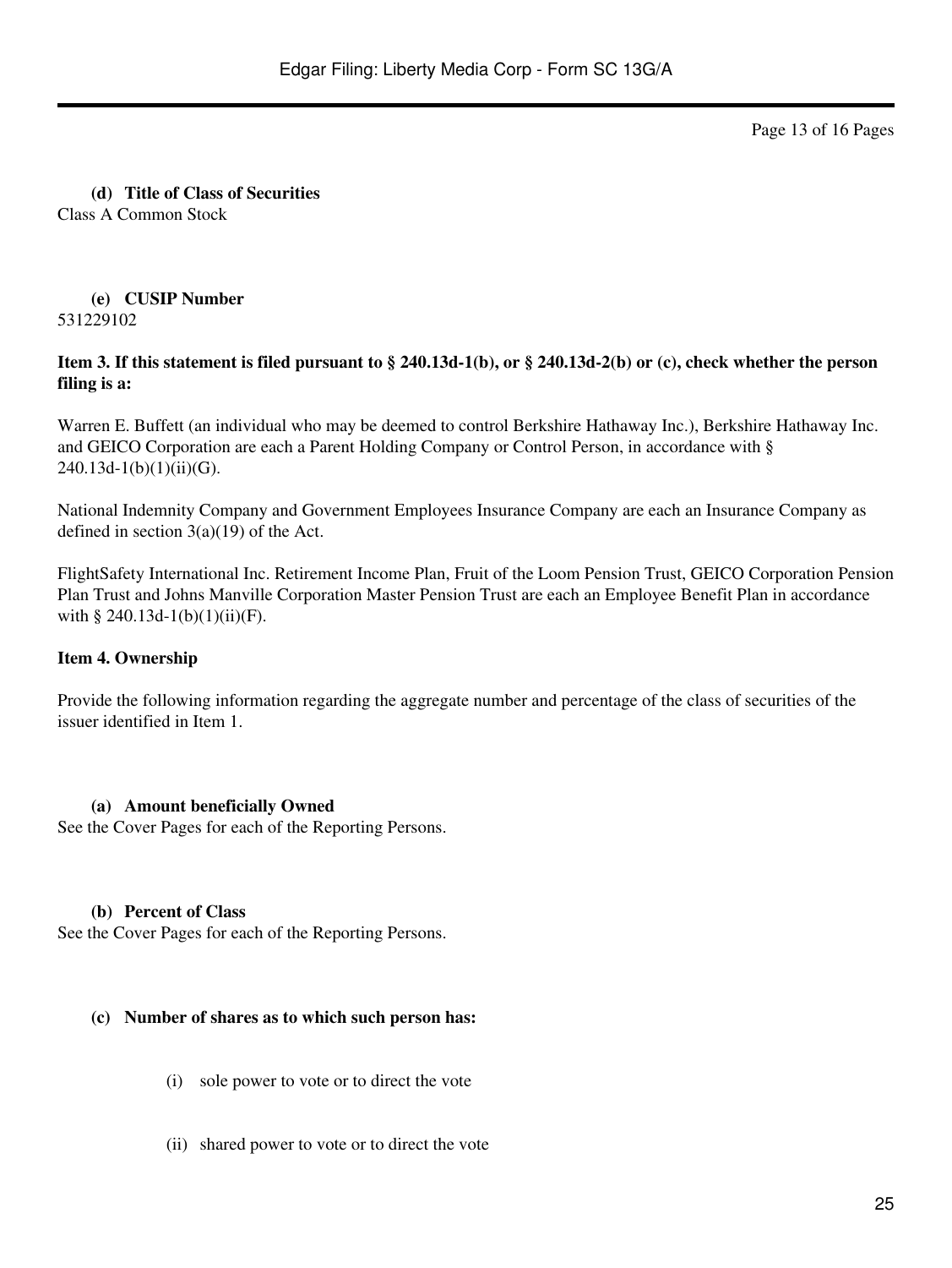**(d) Title of Class of Securities**
Class A Common Stock

**(e) CUSIP Number**
531229102

**Item 3. If this statement is filed pursuant to § 240.13d-1(b), or § 240.13d-2(b) or (c), check whether the person filing is a:**

Warren E. Buffett (an individual who may be deemed to control Berkshire Hathaway Inc.), Berkshire Hathaway Inc. and GEICO Corporation are each a Parent Holding Company or Control Person, in accordance with § 240.13d-1(b)(1)(ii)(G).

National Indemnity Company and Government Employees Insurance Company are each an Insurance Company as defined in section 3(a)(19) of the Act.

FlightSafety International Inc. Retirement Income Plan, Fruit of the Loom Pension Trust, GEICO Corporation Pension Plan Trust and Johns Manville Corporation Master Pension Trust are each an Employee Benefit Plan in accordance with § 240.13d-1(b)(1)(ii)(F).

**Item 4. Ownership**

Provide the following information regarding the aggregate number and percentage of the class of securities of the issuer identified in Item 1.

**(a) Amount beneficially Owned**
See the Cover Pages for each of the Reporting Persons.

**(b) Percent of Class**
See the Cover Pages for each of the Reporting Persons.

**(c) Number of shares as to which such person has:**

(i) sole power to vote or to direct the vote

(ii) shared power to vote or to direct the vote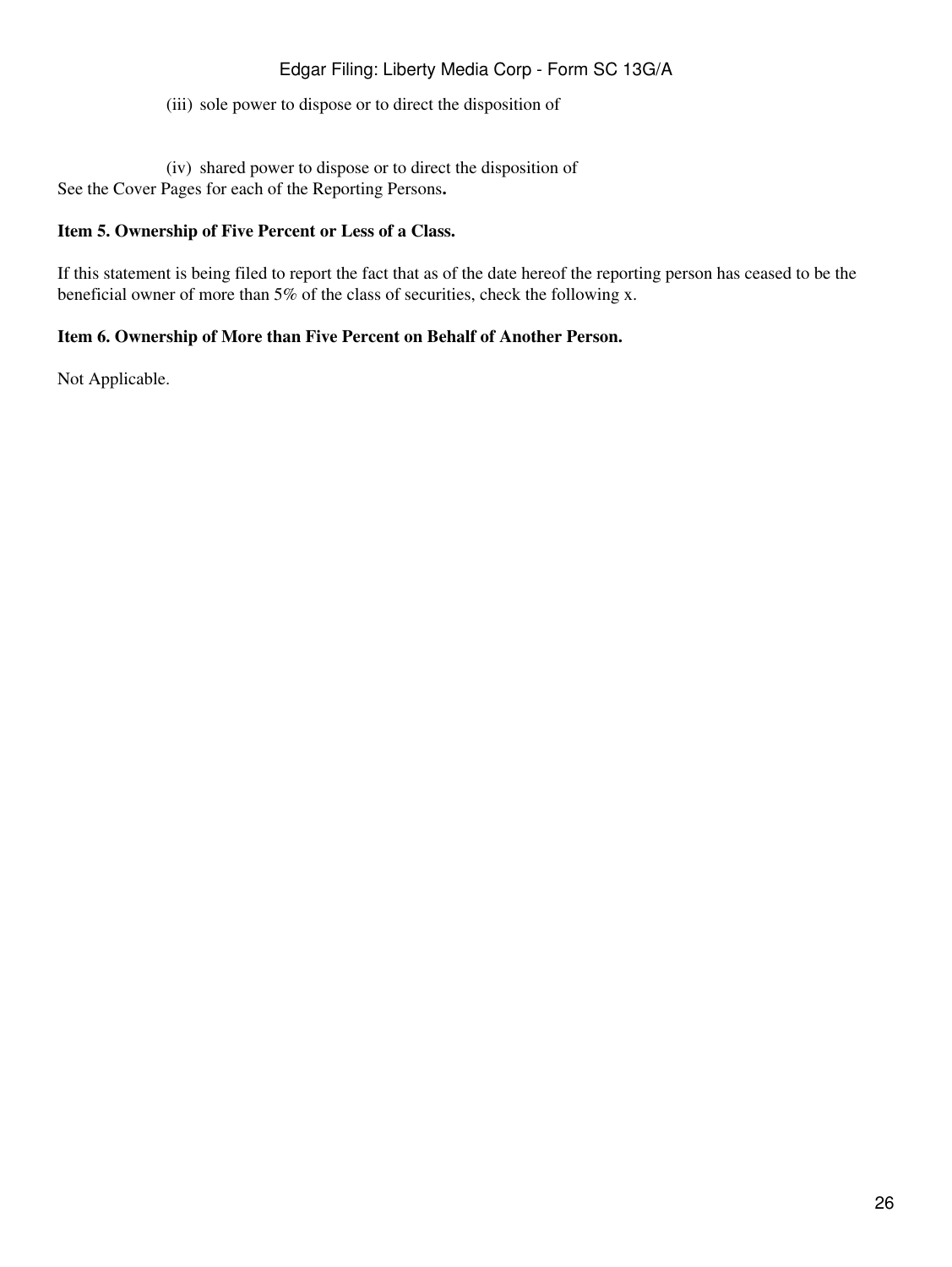(iii) sole power to dispose or to direct the disposition of

(iv) shared power to dispose or to direct the disposition of

See the Cover Pages for each of the Reporting Persons**.**

**Item 5. Ownership of Five Percent or Less of a Class.**

If this statement is being filed to report the fact that as of the date hereof the reporting person has ceased to be the beneficial owner of more than 5% of the class of securities, check the following x.

**Item 6. Ownership of More than Five Percent on Behalf of Another Person.**

Not Applicable.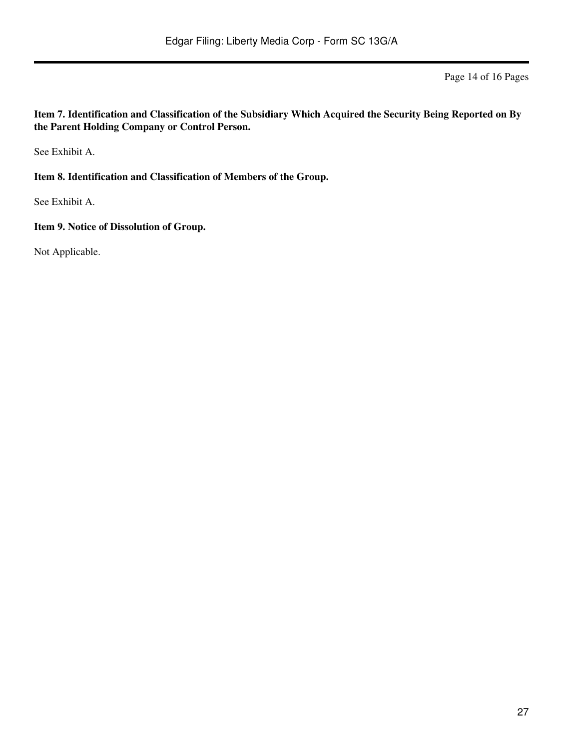**Item 7. Identification and Classification of the Subsidiary Which Acquired the Security Being Reported on By the Parent Holding Company or Control Person.**

See Exhibit A.

**Item 8. Identification and Classification of Members of the Group.**

See Exhibit A.

**Item 9. Notice of Dissolution of Group.**

Not Applicable.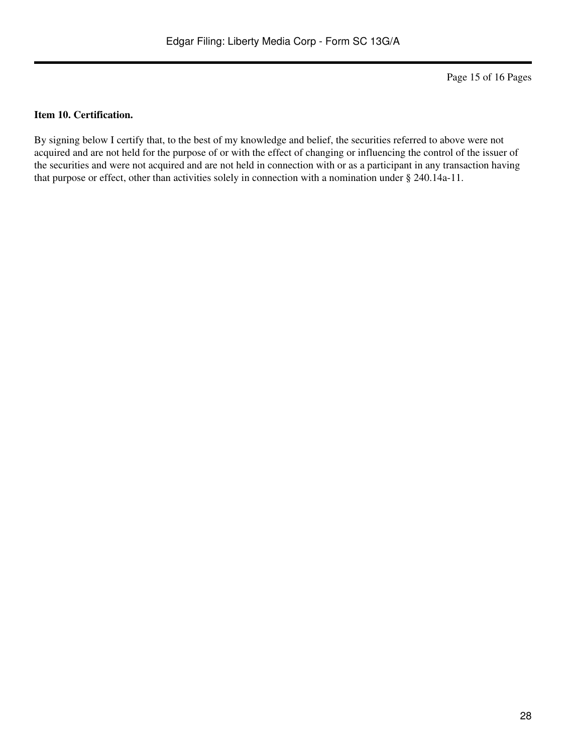**Item 10. Certification.**

By signing below I certify that, to the best of my knowledge and belief, the securities referred to above were not acquired and are not held for the purpose of or with the effect of changing or influencing the control of the issuer of the securities and were not acquired and are not held in connection with or as a participant in any transaction having that purpose or effect, other than activities solely in connection with a nomination under § 240.14a-11.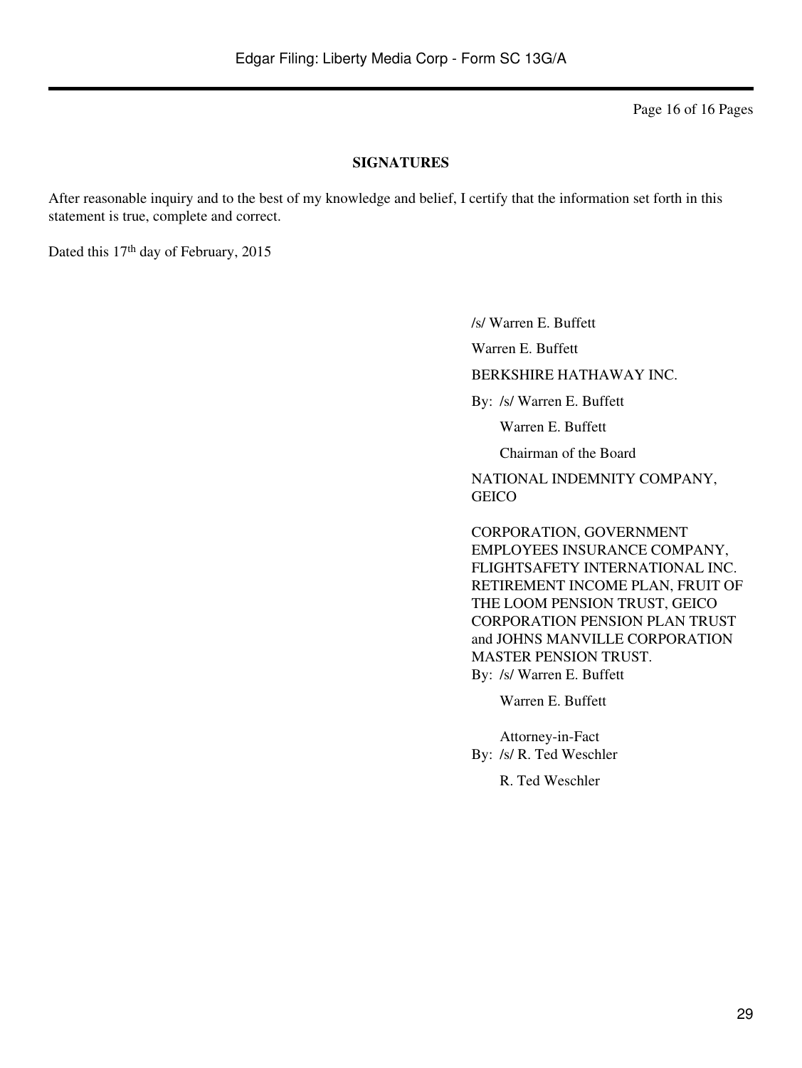## SIGNATURES

After reasonable inquiry and to the best of my knowledge and belief, I certify that the information set forth in this statement is true, complete and correct.

Dated this 17th day of February, 2015

/s/ Warren E. Buffett

Warren E. Buffett

BERKSHIRE HATHAWAY INC.

By: /s/ Warren E. Buffett

Warren E. Buffett

Chairman of the Board

NATIONAL INDEMNITY COMPANY, GEICO

CORPORATION, GOVERNMENT EMPLOYEES INSURANCE COMPANY, FLIGHTSAFETY INTERNATIONAL INC. RETIREMENT INCOME PLAN, FRUIT OF THE LOOM PENSION TRUST, GEICO CORPORATION PENSION PLAN TRUST and JOHNS MANVILLE CORPORATION MASTER PENSION TRUST.

By: /s/ Warren E. Buffett

Warren E. Buffett

Attorney-in-Fact

By: /s/ R. Ted Weschler

R. Ted Weschler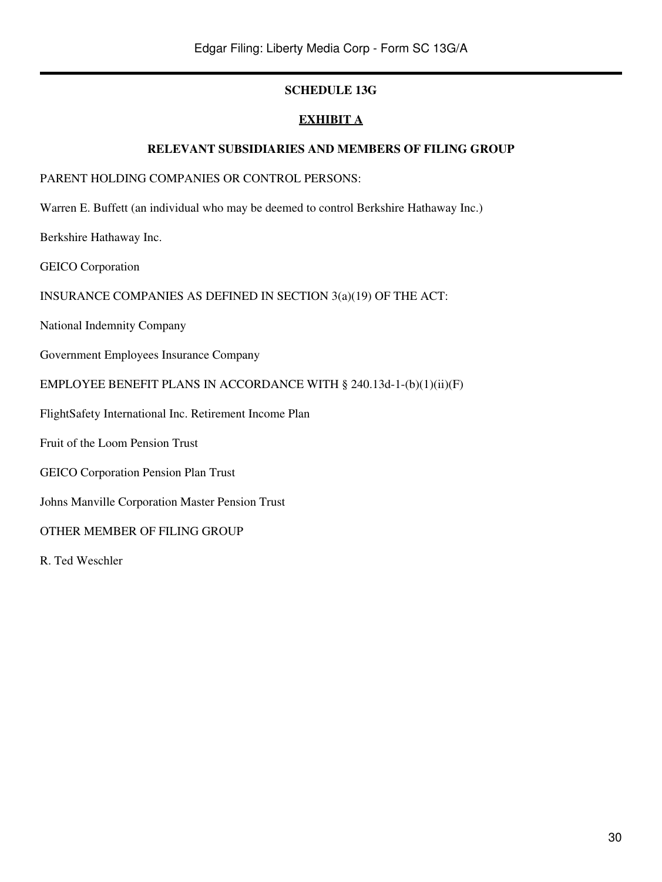**SCHEDULE 13G**

**EXHIBIT A**

**RELEVANT SUBSIDIARIES AND MEMBERS OF FILING GROUP**

PARENT HOLDING COMPANIES OR CONTROL PERSONS:

Warren E. Buffett (an individual who may be deemed to control Berkshire Hathaway Inc.)

Berkshire Hathaway Inc.

GEICO Corporation

INSURANCE COMPANIES AS DEFINED IN SECTION 3(a)(19) OF THE ACT:

National Indemnity Company

Government Employees Insurance Company

EMPLOYEE BENEFIT PLANS IN ACCORDANCE WITH § 240.13d-1-(b)(1)(ii)(F)

FlightSafety International Inc. Retirement Income Plan

Fruit of the Loom Pension Trust

GEICO Corporation Pension Plan Trust

Johns Manville Corporation Master Pension Trust

OTHER MEMBER OF FILING GROUP

R. Ted Weschler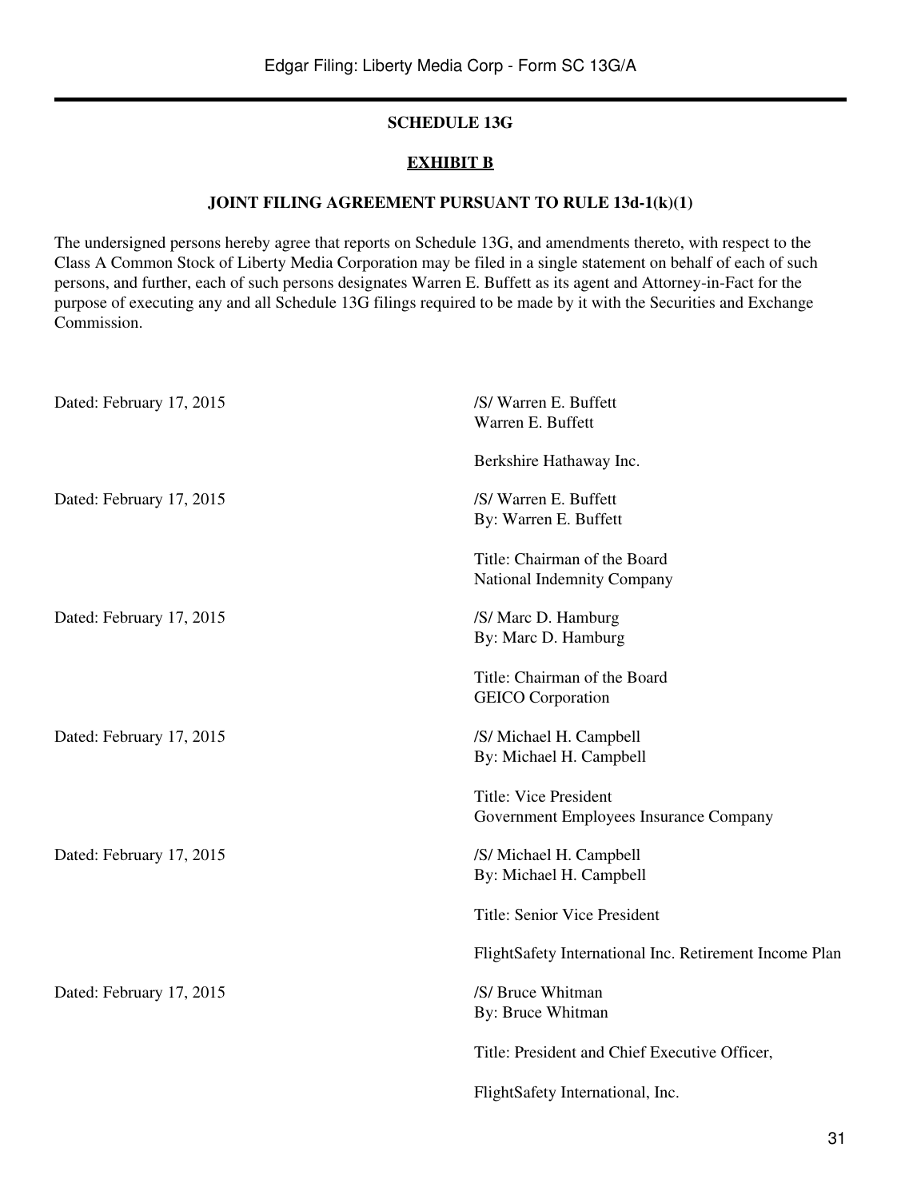**SCHEDULE 13G**

**EXHIBIT B**

**JOINT FILING AGREEMENT PURSUANT TO RULE 13d-1(k)(1)**

The undersigned persons hereby agree that reports on Schedule 13G, and amendments thereto, with respect to the Class A Common Stock of Liberty Media Corporation may be filed in a single statement on behalf of each of such persons, and further, each of such persons designates Warren E. Buffett as its agent and Attorney-in-Fact for the purpose of executing any and all Schedule 13G filings required to be made by it with the Securities and Exchange Commission.

Dated: February 17, 2015

/S/ Warren E. Buffett
Warren E. Buffett

Berkshire Hathaway Inc.

Dated: February 17, 2015

/S/ Warren E. Buffett
By: Warren E. Buffett

Title: Chairman of the Board

National Indemnity Company

Dated: February 17, 2015

/S/ Marc D. Hamburg
By: Marc D. Hamburg

Title: Chairman of the Board

GEICO Corporation

Dated: February 17, 2015

/S/ Michael H. Campbell
By: Michael H. Campbell

Title: Vice President

Government Employees Insurance Company

Dated: February 17, 2015

/S/ Michael H. Campbell
By: Michael H. Campbell

Title: Senior Vice President

FlightSafety International Inc. Retirement Income Plan

Dated: February 17, 2015

/S/ Bruce Whitman
By: Bruce Whitman

Title: President and Chief Executive Officer,

FlightSafety International, Inc.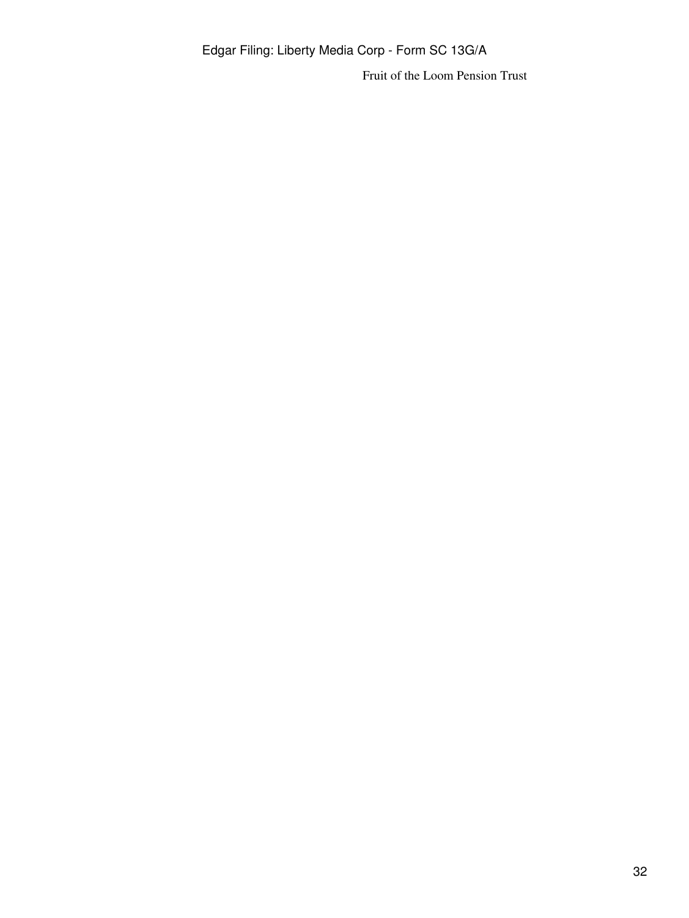Fruit of the Loom Pension Trust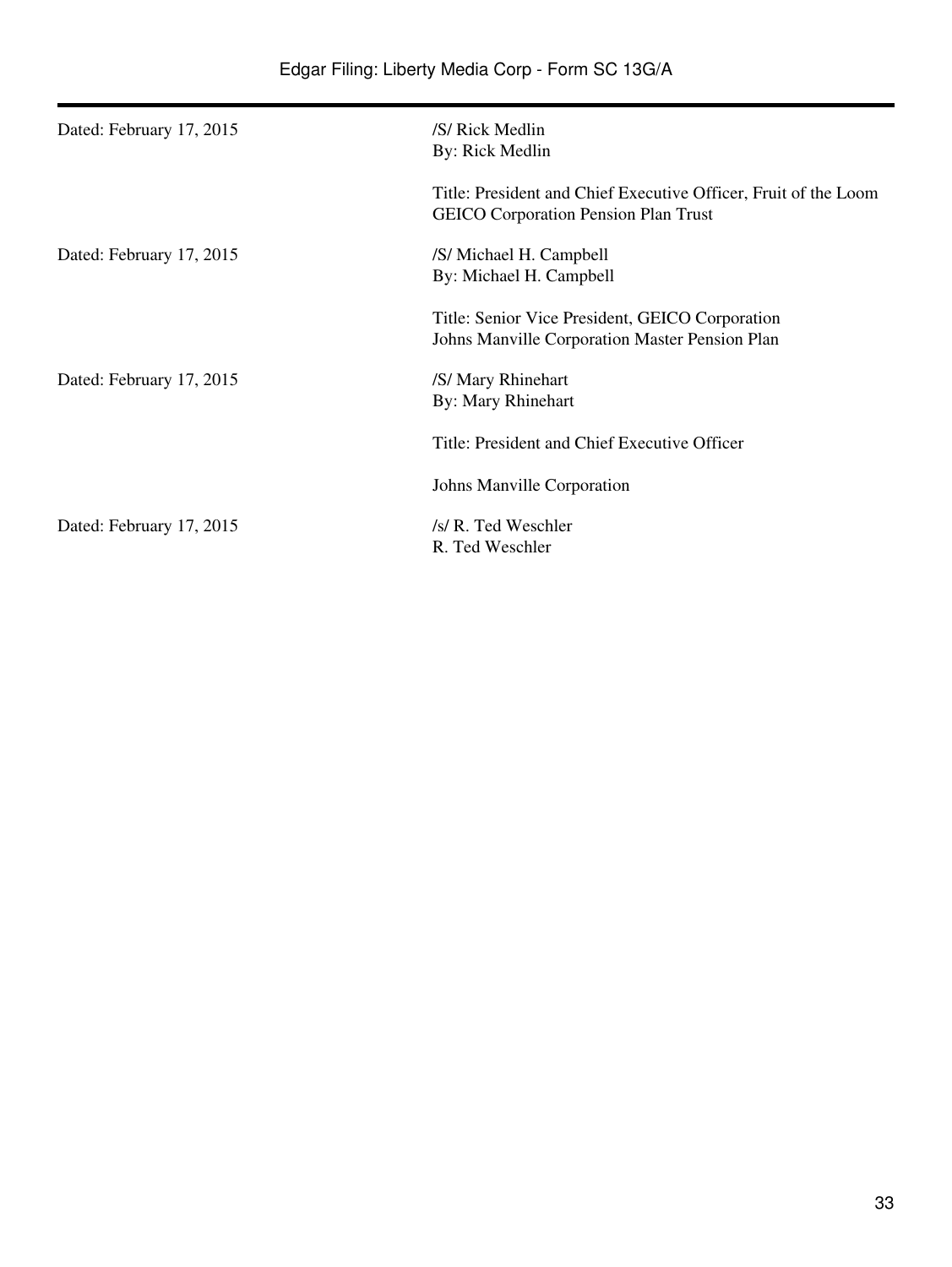Dated: February 17, 2015

/S/ Rick Medlin
By: Rick Medlin

Title: President and Chief Executive Officer, Fruit of the Loom
GEICO Corporation Pension Plan Trust

Dated: February 17, 2015

/S/ Michael H. Campbell
By: Michael H. Campbell

Title: Senior Vice President, GEICO Corporation
Johns Manville Corporation Master Pension Plan

Dated: February 17, 2015

/S/ Mary Rhinehart
By: Mary Rhinehart

Title: President and Chief Executive Officer

Johns Manville Corporation

Dated: February 17, 2015

/s/ R. Ted Weschler
R. Ted Weschler